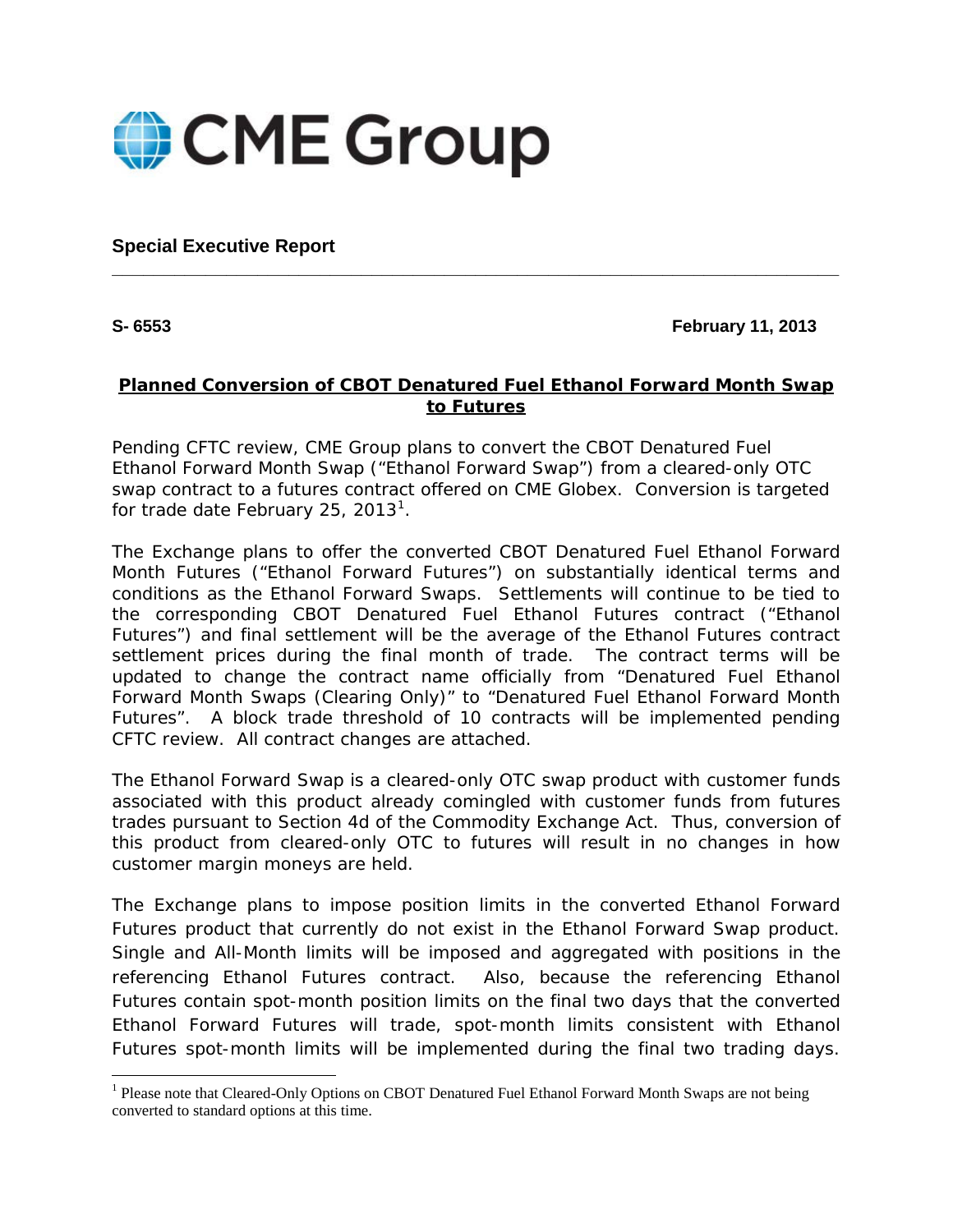CME Group

**Special Executive Report**

---

**S- 6553** **February 11, 2013**

## Planned Conversion of CBOT Denatured Fuel Ethanol Forward Month Swap to Futures

Pending CFTC review, CME Group plans to convert the CBOT Denatured Fuel Ethanol Forward Month Swap (“Ethanol Forward Swap”) from a cleared-only OTC swap contract to a futures contract offered on CME Globex. Conversion is targeted for trade date February 25, 2013[1].

The Exchange plans to offer the converted CBOT Denatured Fuel Ethanol Forward Month Futures (“Ethanol Forward Futures”) on substantially identical terms and conditions as the Ethanol Forward Swaps. Settlements will continue to be tied to the corresponding CBOT Denatured Fuel Ethanol Futures contract (“Ethanol Futures”) and final settlement will be the average of the Ethanol Futures contract settlement prices during the final month of trade. The contract terms will be updated to change the contract name officially from “Denatured Fuel Ethanol Forward Month Swaps (Clearing Only)” to “Denatured Fuel Ethanol Forward Month Futures”. A block trade threshold of 10 contracts will be implemented pending CFTC review. All contract changes are attached.

The Ethanol Forward Swap is a cleared-only OTC swap product with customer funds associated with this product already comingled with customer funds from futures trades pursuant to Section 4d of the Commodity Exchange Act. Thus, conversion of this product from cleared-only OTC to futures will result in no changes in how customer margin moneys are held.

The Exchange plans to impose position limits in the converted Ethanol Forward Futures product that currently do not exist in the Ethanol Forward Swap product. Single and All-Month limits will be imposed and aggregated with positions in the referencing Ethanol Futures contract. Also, because the referencing Ethanol Futures contain spot-month position limits on the final two days that the converted Ethanol Forward Futures will trade, spot-month limits consistent with Ethanol Futures spot-month limits will be implemented during the final two trading days.

---

[1] Please note that Cleared-Only Options on CBOT Denatured Fuel Ethanol Forward Month Swaps are not being converted to standard options at this time.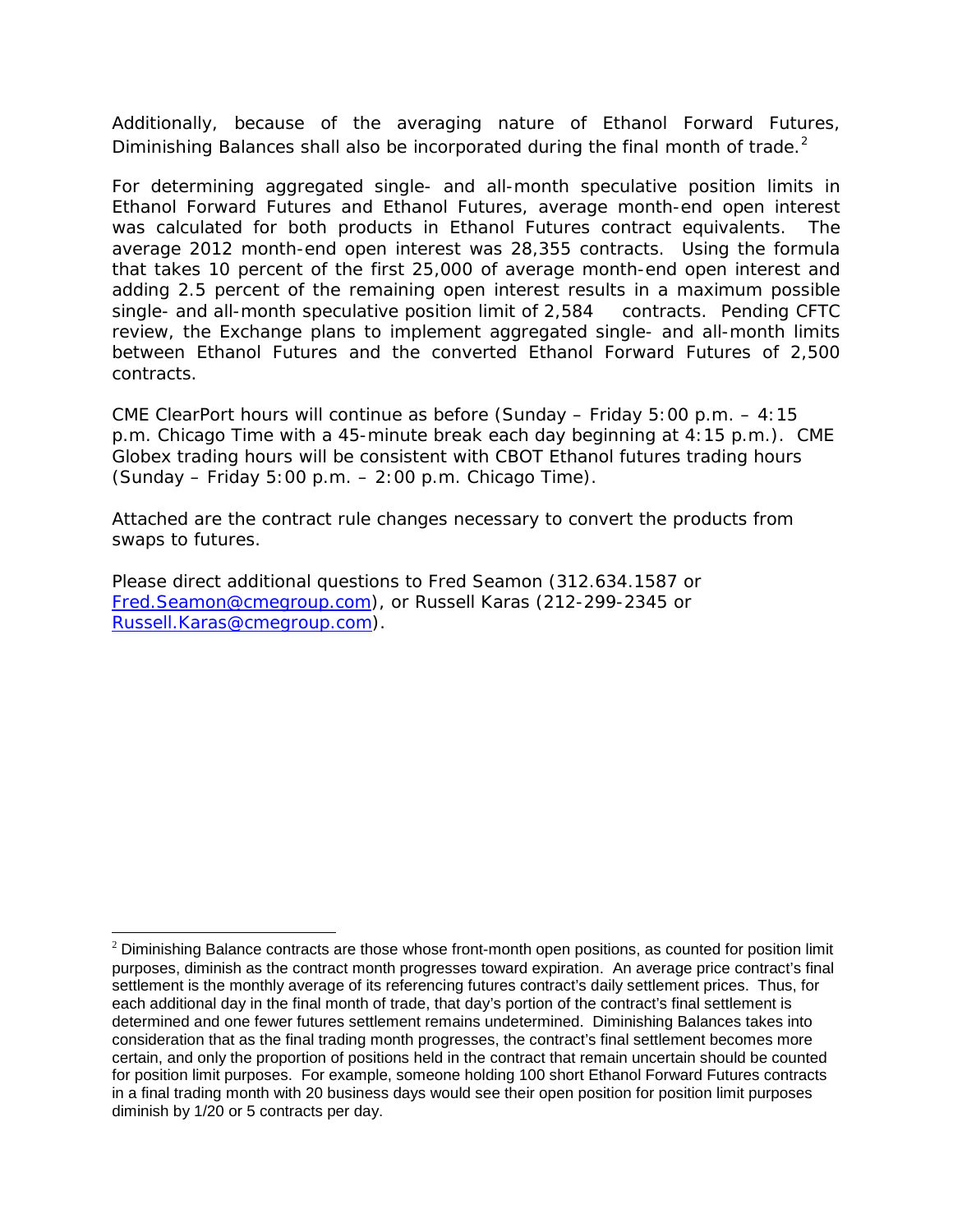Additionally, because of the averaging nature of Ethanol Forward Futures, Diminishing Balances shall also be incorporated during the final month of trade.[2]

For determining aggregated single- and all-month speculative position limits in Ethanol Forward Futures and Ethanol Futures, average month-end open interest was calculated for both products in Ethanol Futures contract equivalents. The average 2012 month-end open interest was 28,355 contracts. Using the formula that takes 10 percent of the first 25,000 of average month-end open interest and adding 2.5 percent of the remaining open interest results in a maximum possible single- and all-month speculative position limit of 2,584 contracts. Pending CFTC review, the Exchange plans to implement aggregated single- and all-month limits between Ethanol Futures and the converted Ethanol Forward Futures of 2,500 contracts.

CME ClearPort hours will continue as before (Sunday – Friday 5:00 p.m. – 4:15 p.m. Chicago Time with a 45-minute break each day beginning at 4:15 p.m.). CME Globex trading hours will be consistent with CBOT Ethanol futures trading hours (Sunday – Friday 5:00 p.m. – 2:00 p.m. Chicago Time).

Attached are the contract rule changes necessary to convert the products from swaps to futures.

Please direct additional questions to Fred Seamon (312.634.1587 or Fred.Seamon@cmegroup.com), or Russell Karas (212-299-2345 or Russell.Karas@cmegroup.com).

---

[2] Diminishing Balance contracts are those whose front-month open positions, as counted for position limit purposes, diminish as the contract month progresses toward expiration. An average price contract's final settlement is the monthly average of its referencing futures contract's daily settlement prices. Thus, for each additional day in the final month of trade, that day's portion of the contract's final settlement is determined and one fewer futures settlement remains undetermined. Diminishing Balances takes into consideration that as the final trading month progresses, the contract's final settlement becomes more certain, and only the proportion of positions held in the contract that remain uncertain should be counted for position limit purposes. For example, someone holding 100 short Ethanol Forward Futures contracts in a final trading month with 20 business days would see their open position for position limit purposes diminish by 1/20 or 5 contracts per day.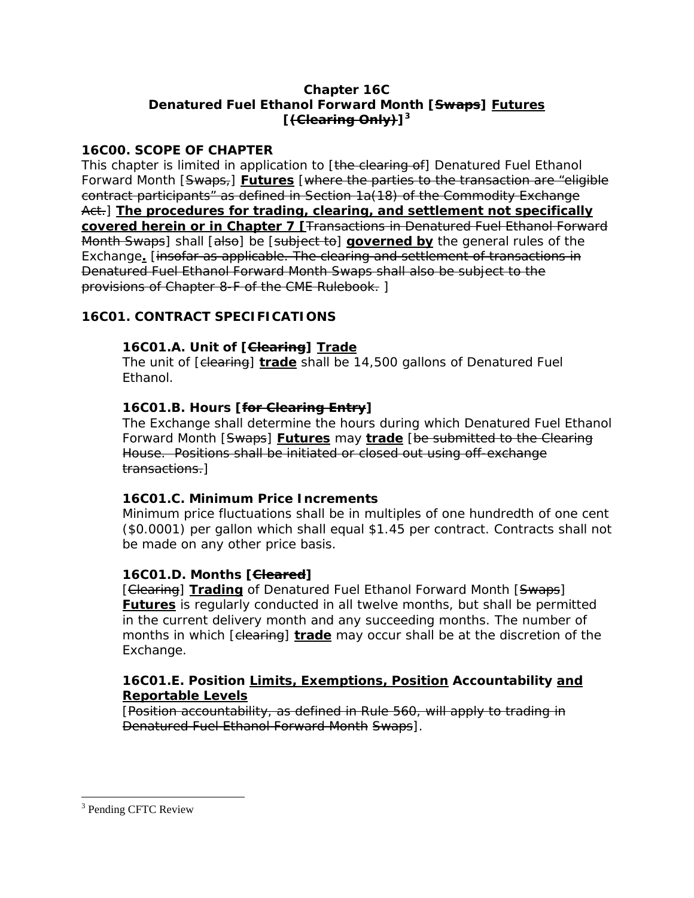# Chapter 16C
## Denatured Fuel Ethanol Forward Month [~~Swaps~~] <u>**Futures**</u> [~~(Clearing Only)~~][3]

### 16C00. SCOPE OF CHAPTER

This chapter is limited in application to [~~the clearing of~~] Denatured Fuel Ethanol Forward Month [~~Swaps,~~] <u>**Futures**</u> [~~where the parties to the transaction are "eligible contract participants" as defined in Section 1a(18) of the Commodity Exchange Act.~~] <u>**The procedures for trading, clearing, and settlement not specifically covered herein or in Chapter 7**</u> **[**~~Transactions in Denatured Fuel Ethanol Forward Month Swaps~~] shall [~~also~~] be [~~subject to~~] <u>**governed by**</u> the general rules of the Exchange**.** [~~insofar as applicable. The clearing and settlement of transactions in Denatured Fuel Ethanol Forward Month Swaps shall also be subject to the provisions of Chapter 8-F of the CME Rulebook.~~ ]

### 16C01. CONTRACT SPECIFICATIONS

#### 16C01.A. Unit of [~~Clearing~~] <u>Trade</u>

The unit of [~~clearing~~] <u>**trade**</u> shall be 14,500 gallons of Denatured Fuel Ethanol.

#### 16C01.B. Hours [~~for Clearing Entry~~]

The Exchange shall determine the hours during which Denatured Fuel Ethanol Forward Month [~~Swaps~~] <u>**Futures**</u> may <u>**trade**</u> [~~be submitted to the Clearing House. Positions shall be initiated or closed out using off-exchange transactions.~~]

#### 16C01.C. Minimum Price Increments

Minimum price fluctuations shall be in multiples of one hundredth of one cent ($0.0001) per gallon which shall equal $1.45 per contract. Contracts shall not be made on any other price basis.

#### 16C01.D. Months [~~Cleared~~]

[~~Clearing~~] <u>**Trading**</u> of Denatured Fuel Ethanol Forward Month [~~Swaps~~] <u>**Futures**</u> is regularly conducted in all twelve months, but shall be permitted in the current delivery month and any succeeding months. The number of months in which [~~clearing~~] <u>**trade**</u> may occur shall be at the discretion of the Exchange.

#### 16C01.E. Position <u>Limits, Exemptions, Position</u> Accountability <u>and Reportable Levels</u>

[~~Position accountability, as defined in Rule 560, will apply to trading in Denatured Fuel Ethanol Forward Month Swaps~~].

---

[3] Pending CFTC Review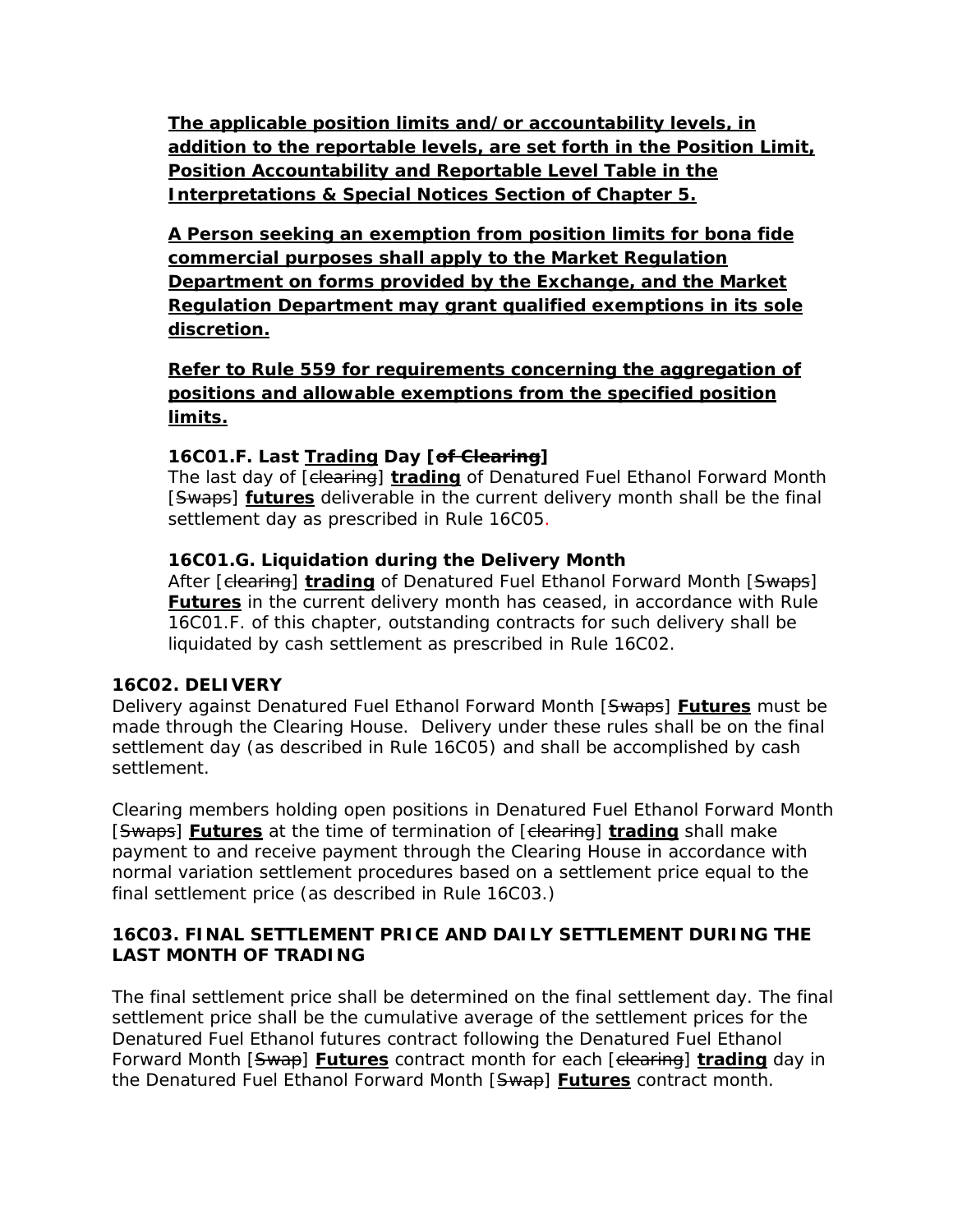**<u>The applicable position limits and/or accountability levels, in addition to the reportable levels, are set forth in the Position Limit, Position Accountability and Reportable Level Table in the Interpretations & Special Notices Section of Chapter 5.</u>**

**<u>A Person seeking an exemption from position limits for bona fide commercial purposes shall apply to the Market Regulation Department on forms provided by the Exchange, and the Market Regulation Department may grant qualified exemptions in its sole discretion.</u>**

**<u>Refer to Rule 559 for requirements concerning the aggregation of positions and allowable exemptions from the specified position limits.</u>**

**16C01.F. Last <u>Trading</u> Day [~~of Clearing~~]**

The last day of [~~clearing~~] **<u>trading</u>** of Denatured Fuel Ethanol Forward Month [~~Swaps~~] **<u>futures</u>** deliverable in the current delivery month shall be the final settlement day as prescribed in Rule 16C05.

**16C01.G. Liquidation during the Delivery Month**

After [~~clearing~~] **<u>trading</u>** of Denatured Fuel Ethanol Forward Month [~~Swaps~~] **<u>Futures</u>** in the current delivery month has ceased, in accordance with Rule 16C01.F. of this chapter, outstanding contracts for such delivery shall be liquidated by cash settlement as prescribed in Rule 16C02.

**16C02. DELIVERY**

Delivery against Denatured Fuel Ethanol Forward Month [~~Swaps~~] **<u>Futures</u>** must be made through the Clearing House. Delivery under these rules shall be on the final settlement day (as described in Rule 16C05) and shall be accomplished by cash settlement.

Clearing members holding open positions in Denatured Fuel Ethanol Forward Month [~~Swaps~~] **<u>Futures</u>** at the time of termination of [~~clearing~~] **<u>trading</u>** shall make payment to and receive payment through the Clearing House in accordance with normal variation settlement procedures based on a settlement price equal to the final settlement price (as described in Rule 16C03.)

**16C03. FINAL SETTLEMENT PRICE AND DAILY SETTLEMENT DURING THE LAST MONTH OF TRADING**

The final settlement price shall be determined on the final settlement day. The final settlement price shall be the cumulative average of the settlement prices for the Denatured Fuel Ethanol futures contract following the Denatured Fuel Ethanol Forward Month [~~Swap~~] **<u>Futures</u>** contract month for each [~~clearing~~] **<u>trading</u>** day in the Denatured Fuel Ethanol Forward Month [~~Swap~~] **<u>Futures</u>** contract month.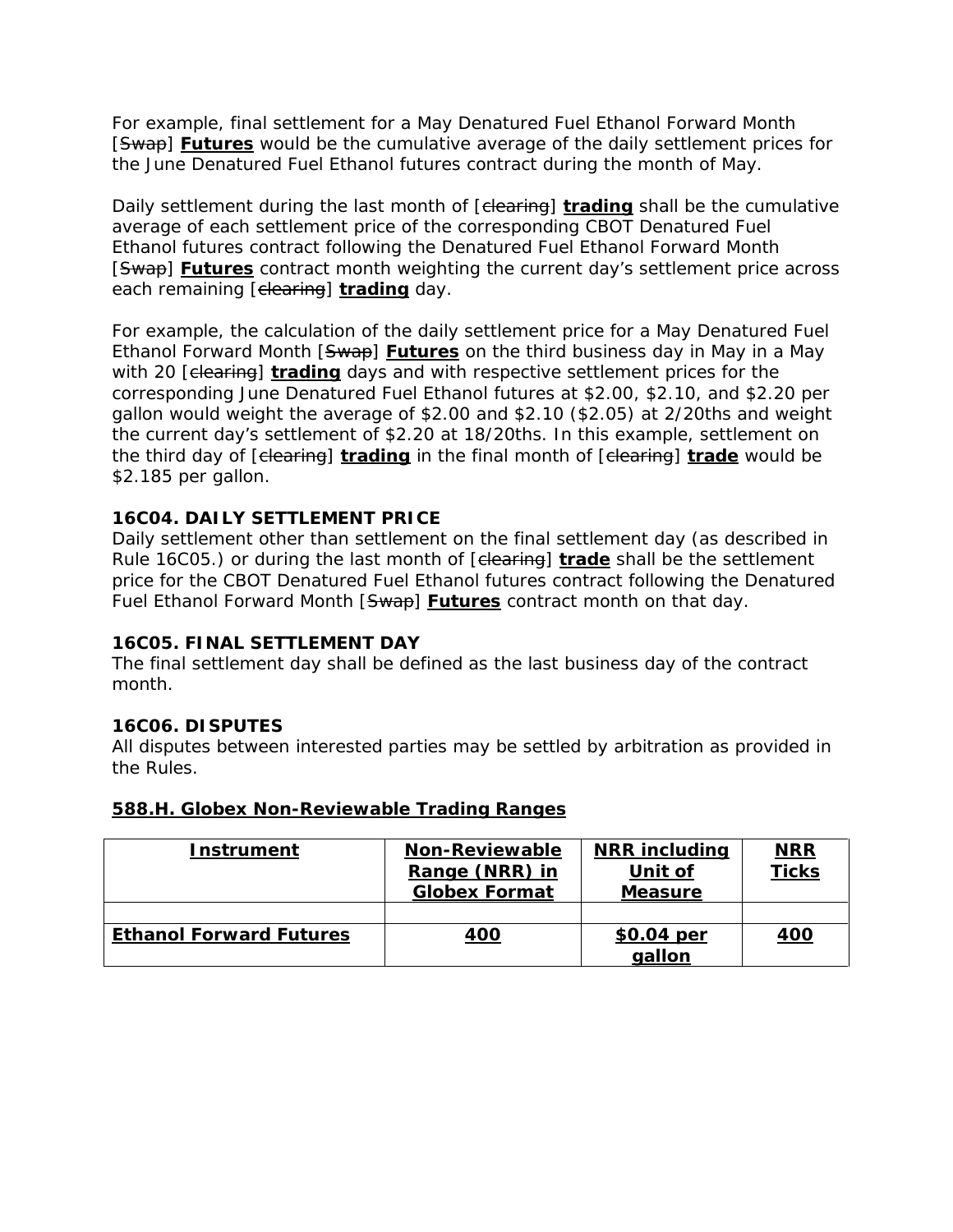For example, final settlement for a May Denatured Fuel Ethanol Forward Month [~~Swap~~] **Futures** would be the cumulative average of the daily settlement prices for the June Denatured Fuel Ethanol futures contract during the month of May.

Daily settlement during the last month of [~~clearing~~] **trading** shall be the cumulative average of each settlement price of the corresponding CBOT Denatured Fuel Ethanol futures contract following the Denatured Fuel Ethanol Forward Month [~~Swap~~] **Futures** contract month weighting the current day's settlement price across each remaining [~~clearing~~] **trading** day.

For example, the calculation of the daily settlement price for a May Denatured Fuel Ethanol Forward Month [~~Swap~~] **Futures** on the third business day in May in a May with 20 [~~clearing~~] **trading** days and with respective settlement prices for the corresponding June Denatured Fuel Ethanol futures at $2.00, $2.10, and $2.20 per gallon would weight the average of $2.00 and $2.10 ($2.05) at 2/20ths and weight the current day's settlement of $2.20 at 18/20ths. In this example, settlement on the third day of [~~clearing~~] **trading** in the final month of [~~clearing~~] **trade** would be $2.185 per gallon.

### 16C04. DAILY SETTLEMENT PRICE

Daily settlement other than settlement on the final settlement day (as described in Rule 16C05.) or during the last month of [~~clearing~~] **trade** shall be the settlement price for the CBOT Denatured Fuel Ethanol futures contract following the Denatured Fuel Ethanol Forward Month [~~Swap~~] **Futures** contract month on that day.

### 16C05. FINAL SETTLEMENT DAY

The final settlement day shall be defined as the last business day of the contract month.

### 16C06. DISPUTES

All disputes between interested parties may be settled by arbitration as provided in the Rules.

### 588.H. Globex Non-Reviewable Trading Ranges

| Instrument | Non-Reviewable Range (NRR) in Globex Format | NRR including Unit of Measure | NRR Ticks |
|---|---|---|---|
| | | | |
| Ethanol Forward Futures | 400 | $0.04 per gallon | 400 |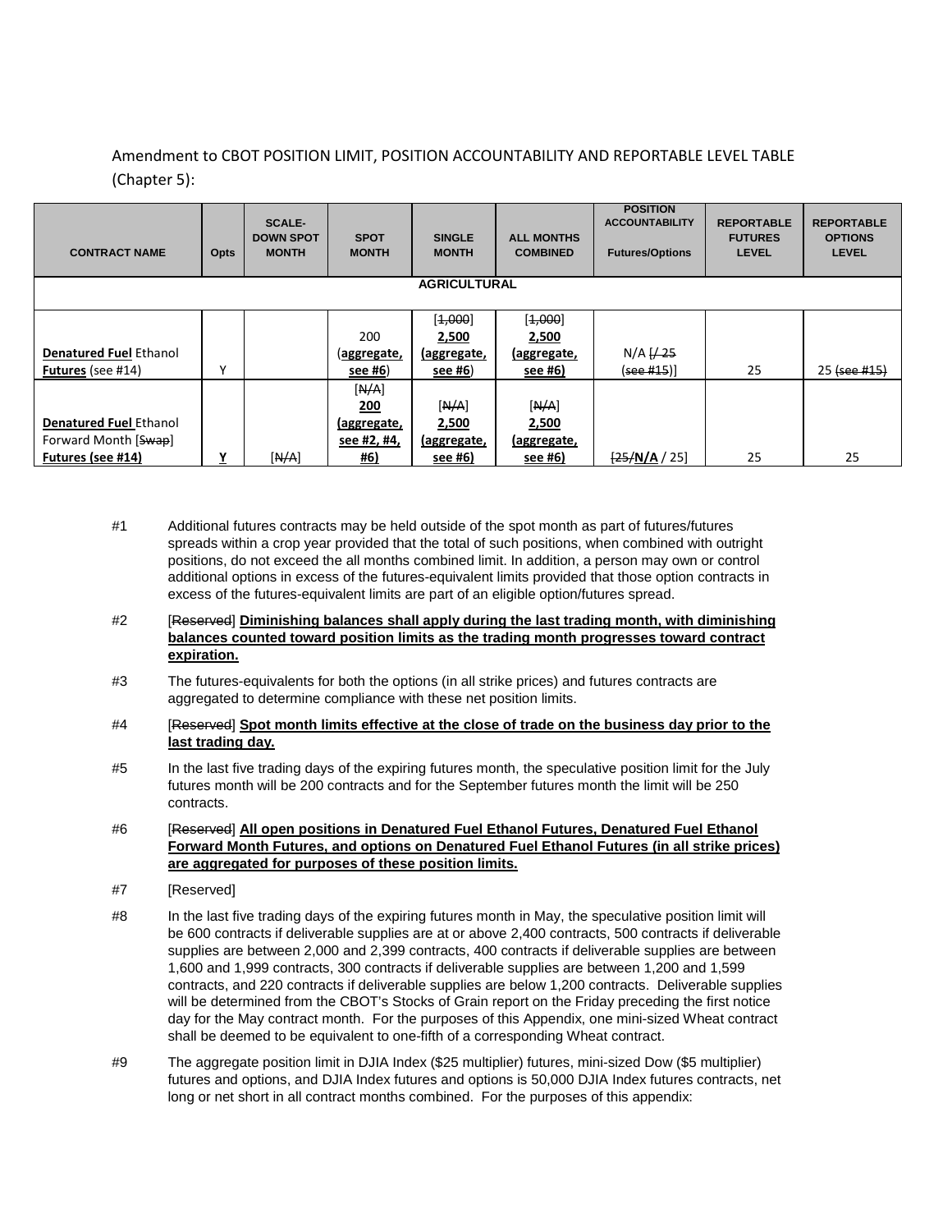Amendment to CBOT POSITION LIMIT, POSITION ACCOUNTABILITY AND REPORTABLE LEVEL TABLE (Chapter 5):

| CONTRACT NAME | Opts | SCALE-DOWN SPOT MONTH | SPOT MONTH | SINGLE MONTH | ALL MONTHS COMBINED | POSITION ACCOUNTABILITY Futures/Options | REPORTABLE FUTURES LEVEL | REPORTABLE OPTIONS LEVEL |
|---|---|---|---|---|---|---|---|---|
| **AGRICULTURAL** | | | | | | | | |
| **Denatured Fuel** Ethanol **Futures** (see #14) | Y | | 200 (**aggregate, see #6**) | [~~1,000~~] **2,500** **(aggregate, see #6**) | [~~1,000~~] **2,500** **(aggregate, see #6)** | N/A [~~/ 25~~ (~~see #15~~)] | 25 | 25 ~~(see #15)~~ |
| **Denatured Fuel** Ethanol Forward Month [~~Swap~~] **Futures (see #14)** | **Y** | [~~N/A~~] | [~~N/A~~] **200** **(aggregate, see #2, #4, #6)** | [~~N/A~~] **2,500** **(aggregate, see #6)** | [~~N/A~~] **2,500** **(aggregate, see #6)** | [~~25/~~**N/A** / 25] | 25 | 25 |

#1 Additional futures contracts may be held outside of the spot month as part of futures/futures spreads within a crop year provided that the total of such positions, when combined with outright positions, do not exceed the all months combined limit. In addition, a person may own or control additional options in excess of the futures-equivalent limits provided that those option contracts in excess of the futures-equivalent limits are part of an eligible option/futures spread.

#2 [~~Reserved~~] **Diminishing balances shall apply during the last trading month, with diminishing balances counted toward position limits as the trading month progresses toward contract expiration.**

#3 The futures-equivalents for both the options (in all strike prices) and futures contracts are aggregated to determine compliance with these net position limits.

#4 [~~Reserved~~] **Spot month limits effective at the close of trade on the business day prior to the last trading day.**

#5 In the last five trading days of the expiring futures month, the speculative position limit for the July futures month will be 200 contracts and for the September futures month the limit will be 250 contracts.

#6 [~~Reserved~~] **All open positions in Denatured Fuel Ethanol Futures, Denatured Fuel Ethanol Forward Month Futures, and options on Denatured Fuel Ethanol Futures (in all strike prices) are aggregated for purposes of these position limits.**

#7 [Reserved]

#8 In the last five trading days of the expiring futures month in May, the speculative position limit will be 600 contracts if deliverable supplies are at or above 2,400 contracts, 500 contracts if deliverable supplies are between 2,000 and 2,399 contracts, 400 contracts if deliverable supplies are between 1,600 and 1,999 contracts, 300 contracts if deliverable supplies are between 1,200 and 1,599 contracts, and 220 contracts if deliverable supplies are below 1,200 contracts. Deliverable supplies will be determined from the CBOT's Stocks of Grain report on the Friday preceding the first notice day for the May contract month. For the purposes of this Appendix, one mini-sized Wheat contract shall be deemed to be equivalent to one-fifth of a corresponding Wheat contract.

#9 The aggregate position limit in DJIA Index ($25 multiplier) futures, mini-sized Dow ($5 multiplier) futures and options, and DJIA Index futures and options is 50,000 DJIA Index futures contracts, net long or net short in all contract months combined. For the purposes of this appendix: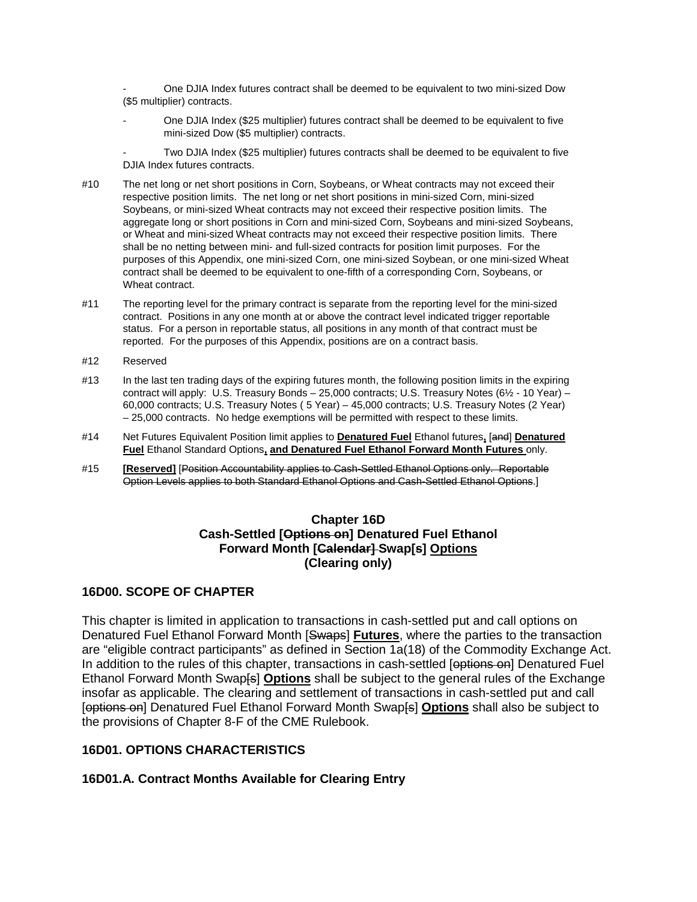- One DJIA Index futures contract shall be deemed to be equivalent to two mini-sized Dow ($5 multiplier) contracts.

- One DJIA Index ($25 multiplier) futures contract shall be deemed to be equivalent to five mini-sized Dow ($5 multiplier) contracts.

- Two DJIA Index ($25 multiplier) futures contracts shall be deemed to be equivalent to five DJIA Index futures contracts.

#10 The net long or net short positions in Corn, Soybeans, or Wheat contracts may not exceed their respective position limits. The net long or net short positions in mini-sized Corn, mini-sized Soybeans, or mini-sized Wheat contracts may not exceed their respective position limits. The aggregate long or short positions in Corn and mini-sized Corn, Soybeans and mini-sized Soybeans, or Wheat and mini-sized Wheat contracts may not exceed their respective position limits. There shall be no netting between mini- and full-sized contracts for position limit purposes. For the purposes of this Appendix, one mini-sized Corn, one mini-sized Soybean, or one mini-sized Wheat contract shall be deemed to be equivalent to one-fifth of a corresponding Corn, Soybeans, or Wheat contract.

#11 The reporting level for the primary contract is separate from the reporting level for the mini-sized contract. Positions in any one month at or above the contract level indicated trigger reportable status. For a person in reportable status, all positions in any month of that contract must be reported. For the purposes of this Appendix, positions are on a contract basis.

#12 Reserved

#13 In the last ten trading days of the expiring futures month, the following position limits in the expiring contract will apply: U.S. Treasury Bonds – 25,000 contracts; U.S. Treasury Notes (6½ - 10 Year) – 60,000 contracts; U.S. Treasury Notes ( 5 Year) – 45,000 contracts; U.S. Treasury Notes (2 Year) – 25,000 contracts. No hedge exemptions will be permitted with respect to these limits.

#14 Net Futures Equivalent Position limit applies to **Denatured Fuel** Ethanol futures**,** [~~and~~] **Denatured Fuel** Ethanol Standard Options**, and Denatured Fuel Ethanol Forward Month Futures** only.

#15 **[Reserved]** [~~Position Accountability applies to Cash-Settled Ethanol Options only. Reportable Option Levels applies to both Standard Ethanol Options and Cash-Settled Ethanol Options~~.]

## Chapter 16D
## Cash-Settled [~~Options on~~] Denatured Fuel Ethanol Forward Month [~~Calendar~~] Swap[~~s~~] Options (Clearing only)

### 16D00. SCOPE OF CHAPTER

This chapter is limited in application to transactions in cash-settled put and call options on Denatured Fuel Ethanol Forward Month [~~Swaps~~] **Futures**, where the parties to the transaction are "eligible contract participants" as defined in Section 1a(18) of the Commodity Exchange Act. In addition to the rules of this chapter, transactions in cash-settled [~~options on~~] Denatured Fuel Ethanol Forward Month Swap[~~s~~] **Options** shall be subject to the general rules of the Exchange insofar as applicable. The clearing and settlement of transactions in cash-settled put and call [~~options on~~] Denatured Fuel Ethanol Forward Month Swap[~~s~~] **Options** shall also be subject to the provisions of Chapter 8-F of the CME Rulebook.

### 16D01. OPTIONS CHARACTERISTICS

### 16D01.A. Contract Months Available for Clearing Entry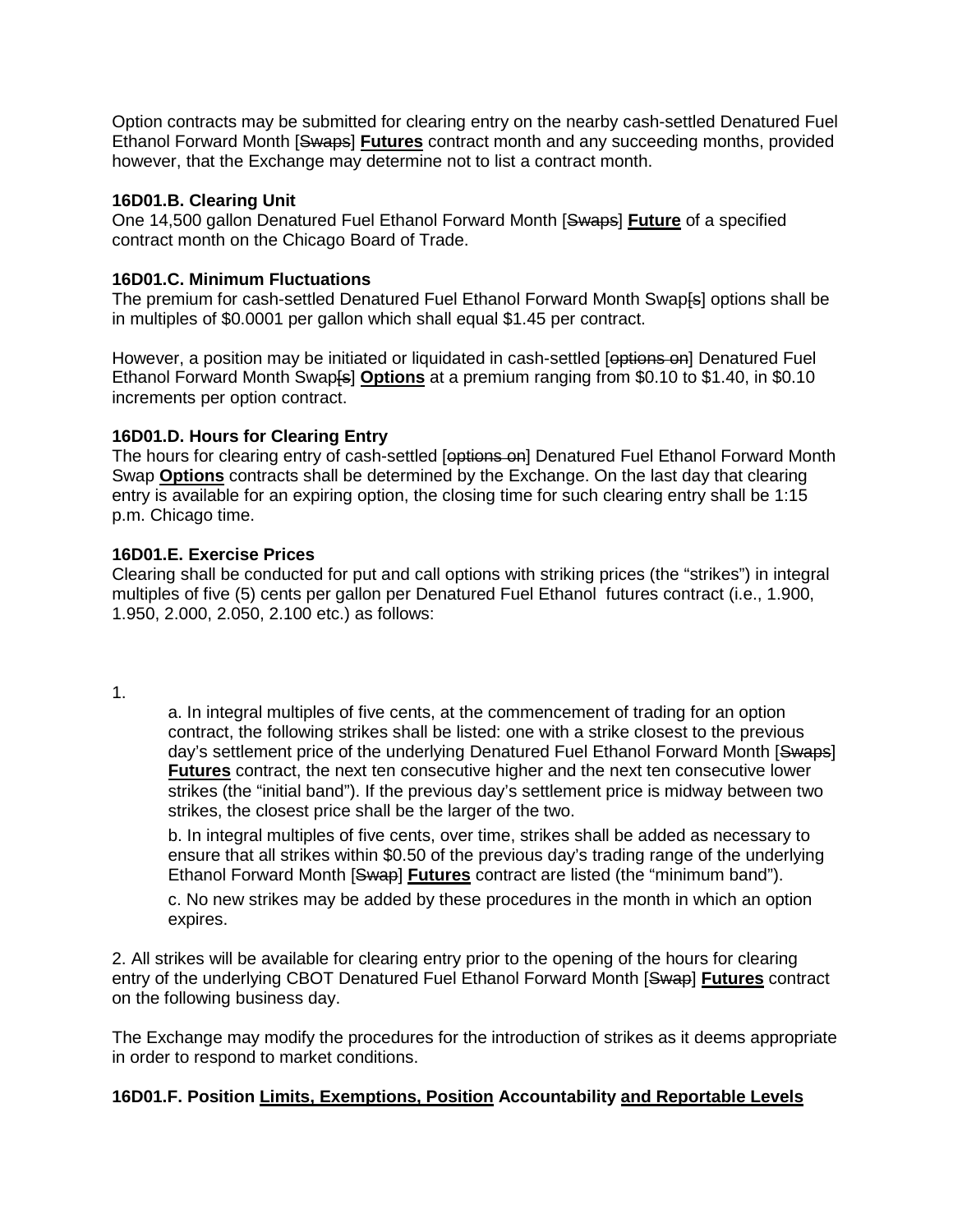Option contracts may be submitted for clearing entry on the nearby cash-settled Denatured Fuel Ethanol Forward Month [~~Swaps~~] **Futures** contract month and any succeeding months, provided however, that the Exchange may determine not to list a contract month.

**16D01.B. Clearing Unit**
One 14,500 gallon Denatured Fuel Ethanol Forward Month [~~Swaps~~] **Future** of a specified contract month on the Chicago Board of Trade.

**16D01.C. Minimum Fluctuations**
The premium for cash-settled Denatured Fuel Ethanol Forward Month Swap[~~s~~] options shall be in multiples of $0.0001 per gallon which shall equal $1.45 per contract.

However, a position may be initiated or liquidated in cash-settled [~~options on~~] Denatured Fuel Ethanol Forward Month Swap[~~s~~] **Options** at a premium ranging from $0.10 to $1.40, in $0.10 increments per option contract.

**16D01.D. Hours for Clearing Entry**
The hours for clearing entry of cash-settled [~~options on~~] Denatured Fuel Ethanol Forward Month Swap **Options** contracts shall be determined by the Exchange. On the last day that clearing entry is available for an expiring option, the closing time for such clearing entry shall be 1:15 p.m. Chicago time.

**16D01.E. Exercise Prices**
Clearing shall be conducted for put and call options with striking prices (the "strikes") in integral multiples of five (5) cents per gallon per Denatured Fuel Ethanol futures contract (i.e., 1.900, 1.950, 2.000, 2.050, 2.100 etc.) as follows:

1.

a. In integral multiples of five cents, at the commencement of trading for an option contract, the following strikes shall be listed: one with a strike closest to the previous day's settlement price of the underlying Denatured Fuel Ethanol Forward Month [~~Swaps~~] **Futures** contract, the next ten consecutive higher and the next ten consecutive lower strikes (the "initial band"). If the previous day's settlement price is midway between two strikes, the closest price shall be the larger of the two.

b. In integral multiples of five cents, over time, strikes shall be added as necessary to ensure that all strikes within $0.50 of the previous day's trading range of the underlying Ethanol Forward Month [~~Swap~~] **Futures** contract are listed (the "minimum band").

c. No new strikes may be added by these procedures in the month in which an option expires.

2. All strikes will be available for clearing entry prior to the opening of the hours for clearing entry of the underlying CBOT Denatured Fuel Ethanol Forward Month [~~Swap~~] **Futures** contract on the following business day.

The Exchange may modify the procedures for the introduction of strikes as it deems appropriate in order to respond to market conditions.

**16D01.F. Position <u>Limits, Exemptions, Position</u> Accountability <u>and Reportable Levels</u>**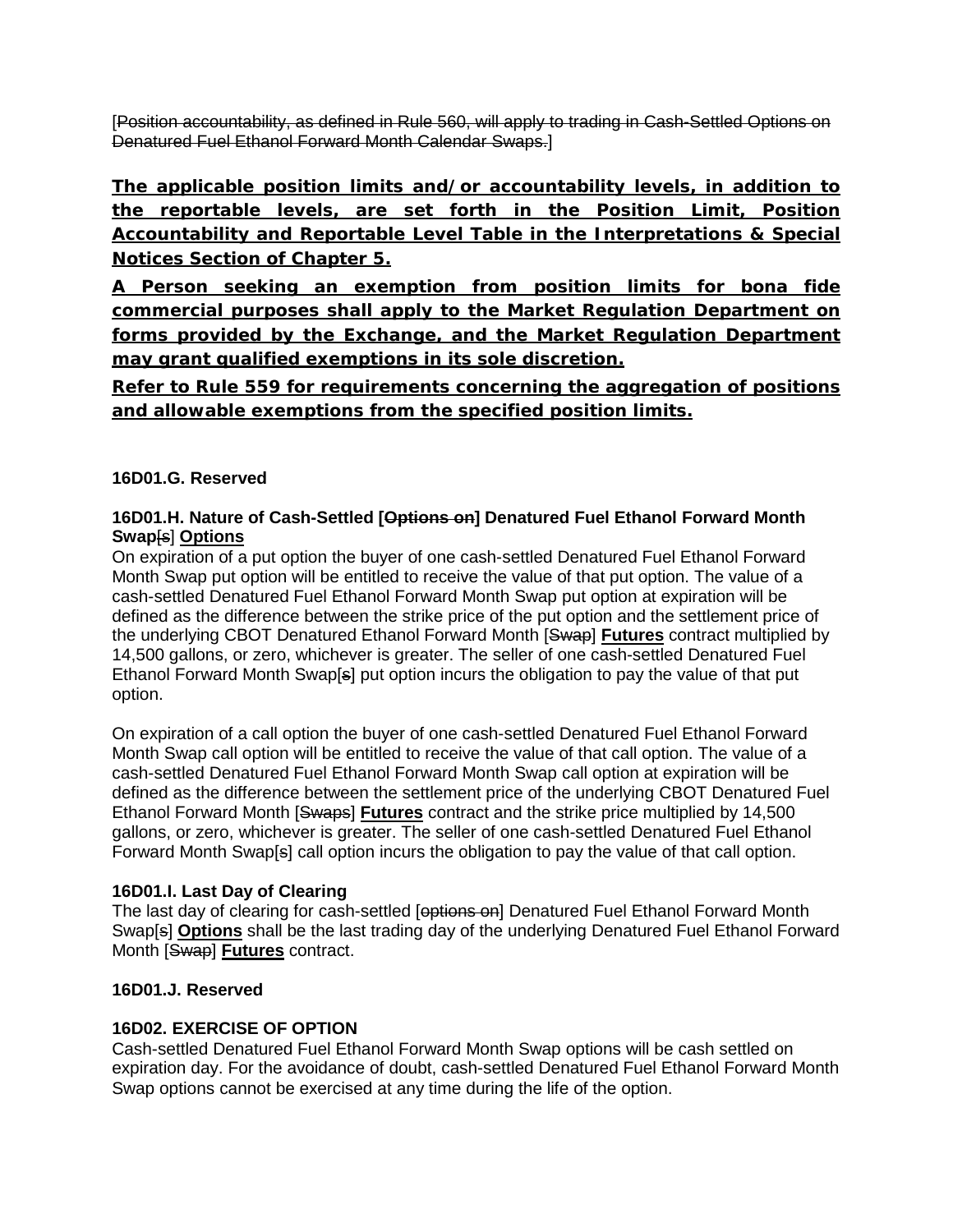[~~Position accountability, as defined in Rule 560, will apply to trading in Cash-Settled Options on Denatured Fuel Ethanol Forward Month Calendar Swaps.~~]

**<u>The applicable position limits and/or accountability levels, in addition to the reportable levels, are set forth in the Position Limit, Position Accountability and Reportable Level Table in the Interpretations & Special Notices Section of Chapter 5.</u>**

**<u>A Person seeking an exemption from position limits for bona fide commercial purposes shall apply to the Market Regulation Department on forms provided by the Exchange, and the Market Regulation Department may grant qualified exemptions in its sole discretion.</u>**

**<u>Refer to Rule 559 for requirements concerning the aggregation of positions and allowable exemptions from the specified position limits.</u>**

**16D01.G. Reserved**

**16D01.H. Nature of Cash-Settled [~~Options on~~] Denatured Fuel Ethanol Forward Month Swap[~~s~~] <u>Options</u>**

On expiration of a put option the buyer of one cash-settled Denatured Fuel Ethanol Forward Month Swap put option will be entitled to receive the value of that put option. The value of a cash-settled Denatured Fuel Ethanol Forward Month Swap put option at expiration will be defined as the difference between the strike price of the put option and the settlement price of the underlying CBOT Denatured Ethanol Forward Month [~~Swap~~] **<u>Futures</u>** contract multiplied by 14,500 gallons, or zero, whichever is greater. The seller of one cash-settled Denatured Fuel Ethanol Forward Month Swap[~~s~~] put option incurs the obligation to pay the value of that put option.

On expiration of a call option the buyer of one cash-settled Denatured Fuel Ethanol Forward Month Swap call option will be entitled to receive the value of that call option. The value of a cash-settled Denatured Fuel Ethanol Forward Month Swap call option at expiration will be defined as the difference between the settlement price of the underlying CBOT Denatured Fuel Ethanol Forward Month [~~Swaps~~] **<u>Futures</u>** contract and the strike price multiplied by 14,500 gallons, or zero, whichever is greater. The seller of one cash-settled Denatured Fuel Ethanol Forward Month Swap[~~s~~] call option incurs the obligation to pay the value of that call option.

**16D01.I. Last Day of Clearing**

The last day of clearing for cash-settled [~~options on~~] Denatured Fuel Ethanol Forward Month Swap[~~s~~] **<u>Options</u>** shall be the last trading day of the underlying Denatured Fuel Ethanol Forward Month [~~Swap~~] **<u>Futures</u>** contract.

**16D01.J. Reserved**

**16D02. EXERCISE OF OPTION**

Cash-settled Denatured Fuel Ethanol Forward Month Swap options will be cash settled on expiration day. For the avoidance of doubt, cash-settled Denatured Fuel Ethanol Forward Month Swap options cannot be exercised at any time during the life of the option.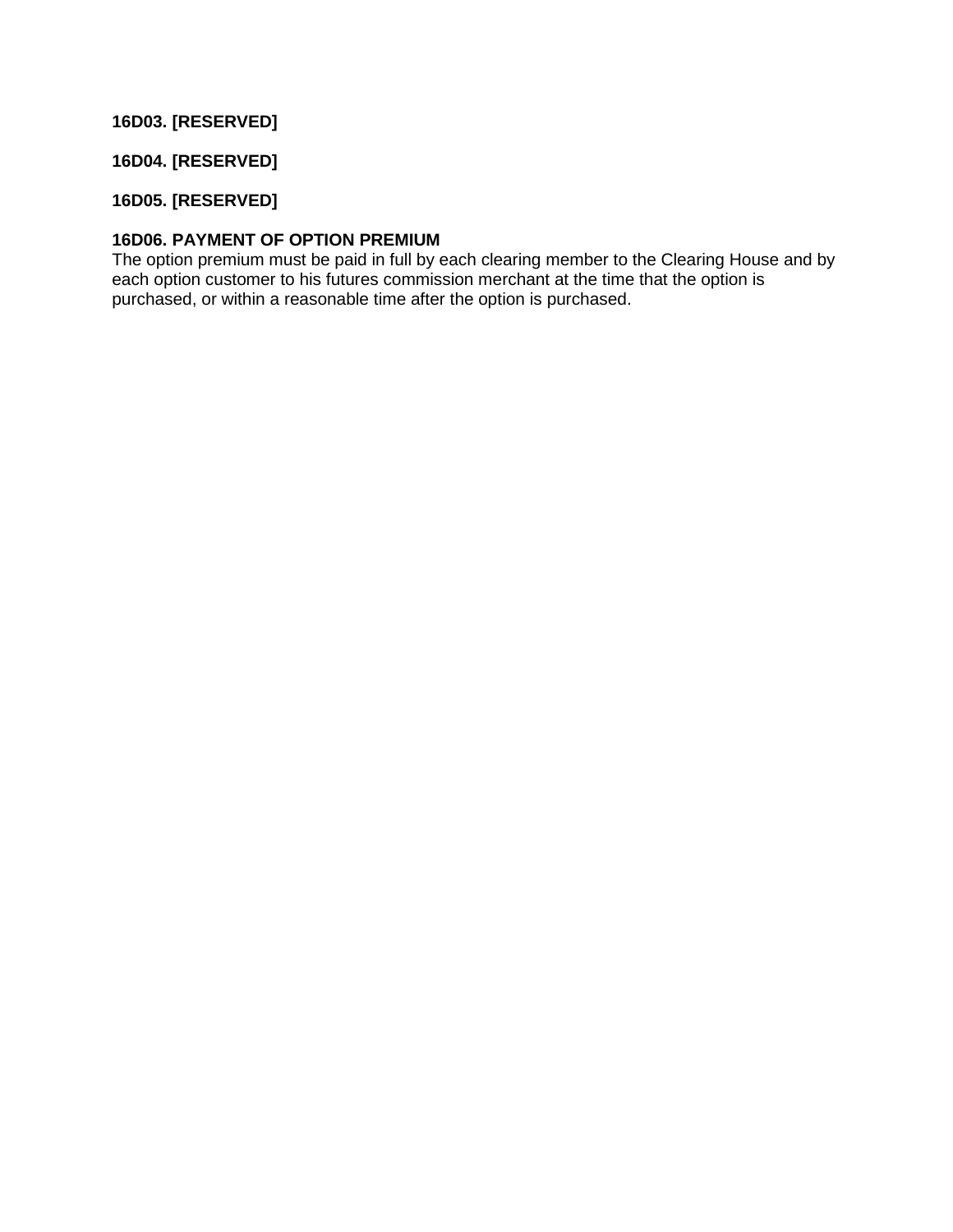**16D03. [RESERVED]**

**16D04. [RESERVED]**

**16D05. [RESERVED]**

**16D06. PAYMENT OF OPTION PREMIUM**

The option premium must be paid in full by each clearing member to the Clearing House and by each option customer to his futures commission merchant at the time that the option is purchased, or within a reasonable time after the option is purchased.